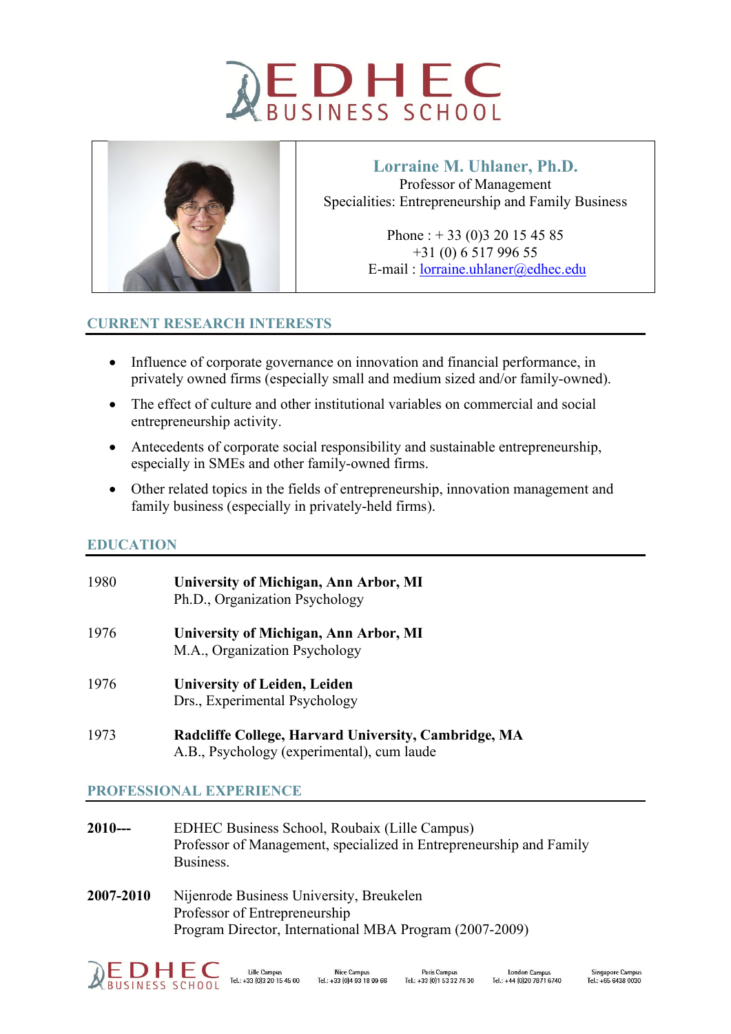# Lorraine M. Uhlaner, Ph.D.

Professor of Management
Specialities: Entrepreneurship and Family Business

Phone : + 33 (0)3 20 15 45 85
+31 (0) 6 517 996 55
E-mail : lorraine.uhlaner@edhec.edu

## CURRENT RESEARCH INTERESTS

- Influence of corporate governance on innovation and financial performance, in privately owned firms (especially small and medium sized and/or family-owned).
- The effect of culture and other institutional variables on commercial and social entrepreneurship activity.
- Antecedents of corporate social responsibility and sustainable entrepreneurship, especially in SMEs and other family-owned firms.
- Other related topics in the fields of entrepreneurship, innovation management and family business (especially in privately-held firms).

## EDUCATION

1980 **University of Michigan, Ann Arbor, MI**
Ph.D., Organization Psychology

1976 **University of Michigan, Ann Arbor, MI**
M.A., Organization Psychology

1976 **University of Leiden, Leiden**
Drs., Experimental Psychology

1973 **Radcliffe College, Harvard University, Cambridge, MA**
A.B., Psychology (experimental), cum laude

## PROFESSIONAL EXPERIENCE

**2010---** EDHEC Business School, Roubaix (Lille Campus)
Professor of Management, specialized in Entrepreneurship and Family Business.

**2007-2010** Nijenrode Business University, Breukelen
Professor of Entrepreneurship
Program Director, International MBA Program (2007-2009)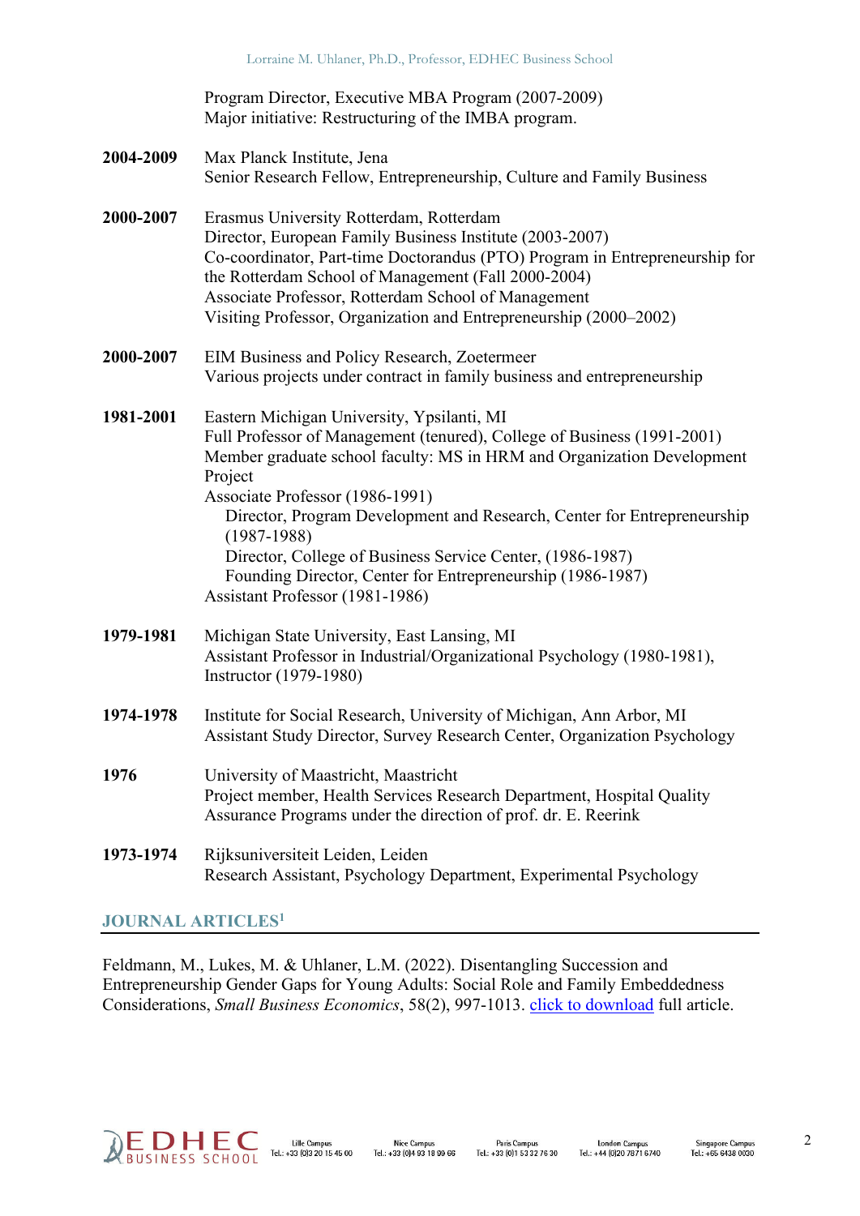Program Director, Executive MBA Program (2007-2009)
Major initiative: Restructuring of the IMBA program.

**2004-2009** Max Planck Institute, Jena
Senior Research Fellow, Entrepreneurship, Culture and Family Business

**2000-2007** Erasmus University Rotterdam, Rotterdam
Director, European Family Business Institute (2003-2007)
Co-coordinator, Part-time Doctorandus (PTO) Program in Entrepreneurship for the Rotterdam School of Management (Fall 2000-2004)
Associate Professor, Rotterdam School of Management
Visiting Professor, Organization and Entrepreneurship (2000–2002)

**2000-2007** EIM Business and Policy Research, Zoetermeer
Various projects under contract in family business and entrepreneurship

**1981-2001** Eastern Michigan University, Ypsilanti, MI
Full Professor of Management (tenured), College of Business (1991-2001)
Member graduate school faculty: MS in HRM and Organization Development Project
Associate Professor (1986-1991)
  Director, Program Development and Research, Center for Entrepreneurship (1987-1988)
  Director, College of Business Service Center, (1986-1987)
  Founding Director, Center for Entrepreneurship (1986-1987)
Assistant Professor (1981-1986)

**1979-1981** Michigan State University, East Lansing, MI
Assistant Professor in Industrial/Organizational Psychology (1980-1981), Instructor (1979-1980)

**1974-1978** Institute for Social Research, University of Michigan, Ann Arbor, MI
Assistant Study Director, Survey Research Center, Organization Psychology

**1976** University of Maastricht, Maastricht
Project member, Health Services Research Department, Hospital Quality Assurance Programs under the direction of prof. dr. E. Reerink

**1973-1974** Rijksuniversiteit Leiden, Leiden
Research Assistant, Psychology Department, Experimental Psychology

## JOURNAL ARTICLES[1]

Feldmann, M., Lukes, M. & Uhlaner, L.M. (2022). Disentangling Succession and Entrepreneurship Gender Gaps for Young Adults: Social Role and Family Embeddedness Considerations, *Small Business Economics*, 58(2), 997-1013. click to download full article.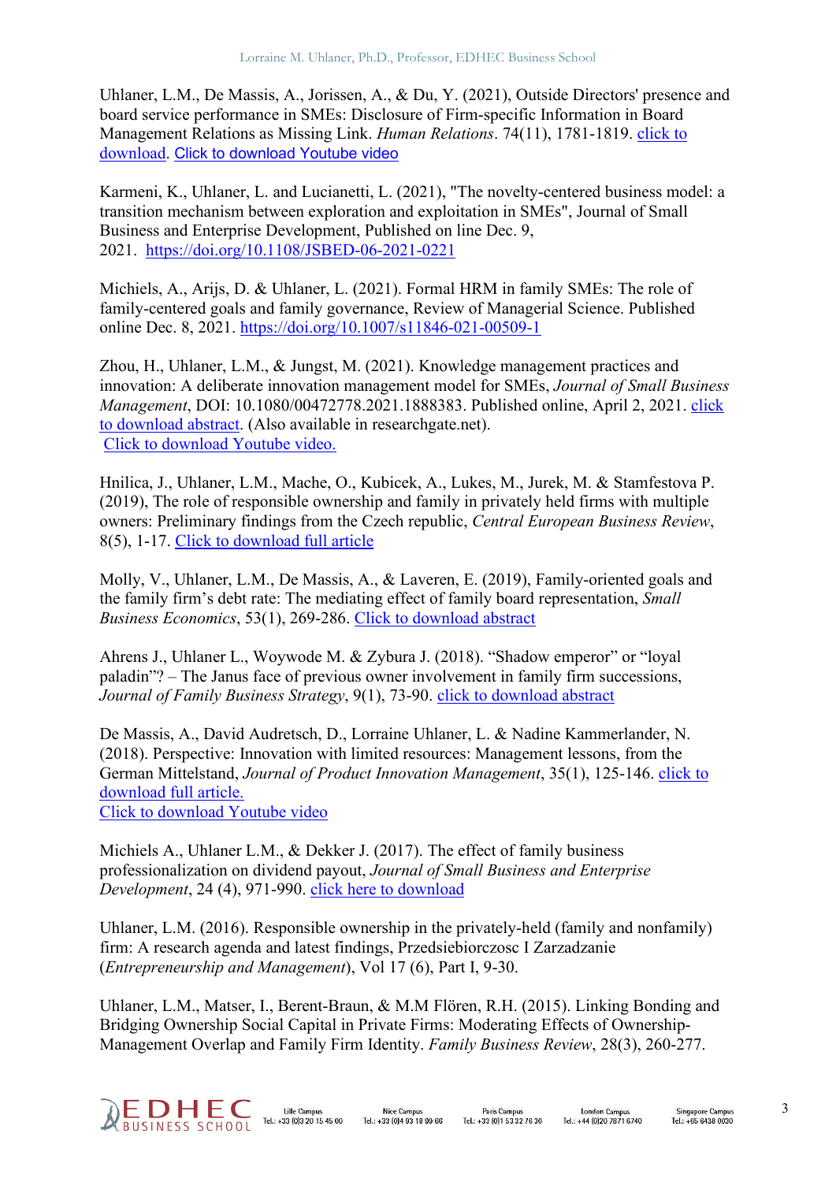Uhlaner, L.M., De Massis, A., Jorissen, A., & Du, Y. (2021), Outside Directors' presence and board service performance in SMEs: Disclosure of Firm-specific Information in Board Management Relations as Missing Link. *Human Relations*. 74(11), 1781-1819. click to download. Click to download Youtube video

Karmeni, K., Uhlaner, L. and Lucianetti, L. (2021), "The novelty-centered business model: a transition mechanism between exploration and exploitation in SMEs", Journal of Small Business and Enterprise Development, Published on line Dec. 9, 2021. https://doi.org/10.1108/JSBED-06-2021-0221

Michiels, A., Arijs, D. & Uhlaner, L. (2021). Formal HRM in family SMEs: The role of family-centered goals and family governance, Review of Managerial Science. Published online Dec. 8, 2021. https://doi.org/10.1007/s11846-021-00509-1

Zhou, H., Uhlaner, L.M., & Jungst, M. (2021). Knowledge management practices and innovation: A deliberate innovation management model for SMEs, *Journal of Small Business Management*, DOI: 10.1080/00472778.2021.1888383. Published online, April 2, 2021. click to download abstract. (Also available in researchgate.net).
Click to download Youtube video.

Hnilica, J., Uhlaner, L.M., Mache, O., Kubicek, A., Lukes, M., Jurek, M. & Stamfestova P. (2019), The role of responsible ownership and family in privately held firms with multiple owners: Preliminary findings from the Czech republic, *Central European Business Review*, 8(5), 1-17. Click to download full article

Molly, V., Uhlaner, L.M., De Massis, A., & Laveren, E. (2019), Family-oriented goals and the family firm's debt rate: The mediating effect of family board representation, *Small Business Economics*, 53(1), 269-286. Click to download abstract

Ahrens J., Uhlaner L., Woywode M. & Zybura J. (2018). "Shadow emperor" or "loyal paladin"? – The Janus face of previous owner involvement in family firm successions, *Journal of Family Business Strategy*, 9(1), 73-90. click to download abstract

De Massis, A., David Audretsch, D., Lorraine Uhlaner, L. & Nadine Kammerlander, N. (2018). Perspective: Innovation with limited resources: Management lessons, from the German Mittelstand, *Journal of Product Innovation Management*, 35(1), 125-146. click to download full article.
Click to download Youtube video

Michiels A., Uhlaner L.M., & Dekker J. (2017). The effect of family business professionalization on dividend payout, *Journal of Small Business and Enterprise Development*, 24 (4), 971-990. click here to download

Uhlaner, L.M. (2016). Responsible ownership in the privately-held (family and nonfamily) firm: A research agenda and latest findings, Przedsiebiorczosc I Zarzadzanie (*Entrepreneurship and Management*), Vol 17 (6), Part I, 9-30.

Uhlaner, L.M., Matser, I., Berent-Braun, & M.M Flören, R.H. (2015). Linking Bonding and Bridging Ownership Social Capital in Private Firms: Moderating Effects of Ownership-Management Overlap and Family Firm Identity. *Family Business Review*, 28(3), 260-277.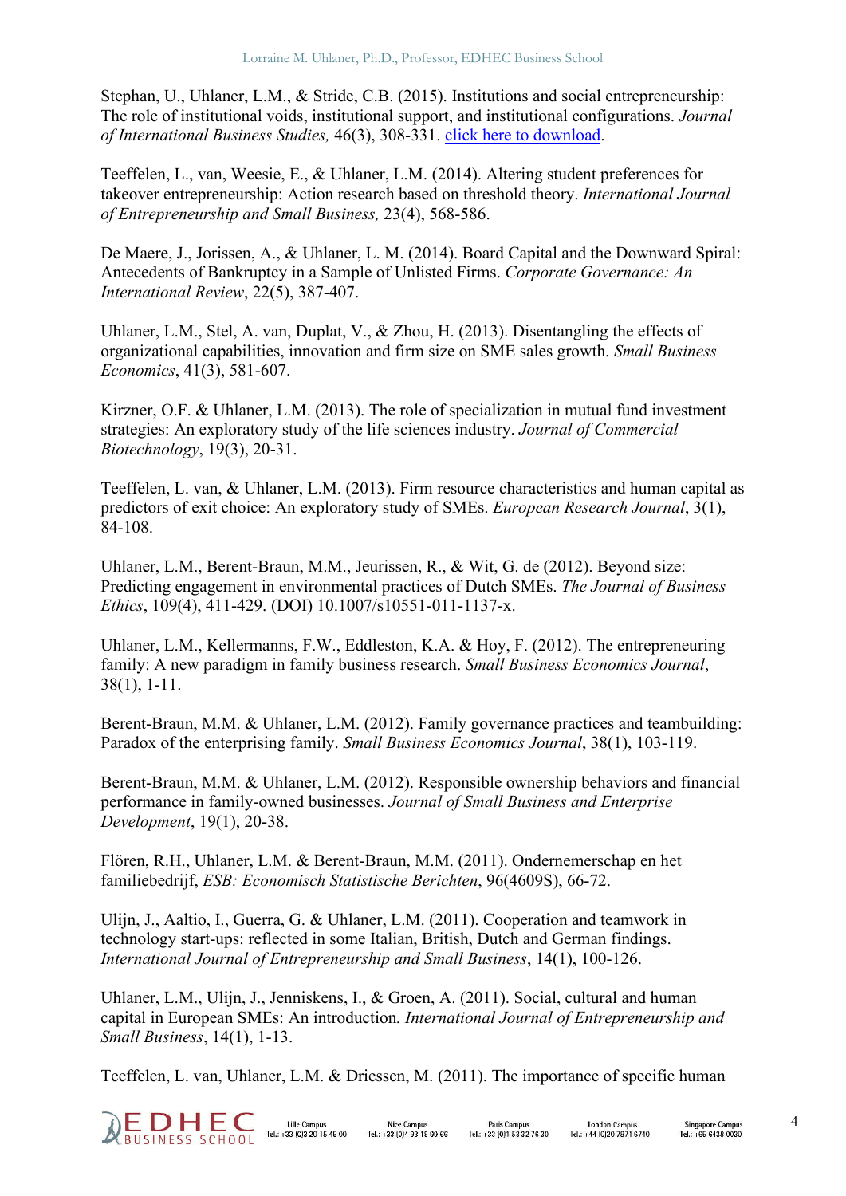Stephan, U., Uhlaner, L.M., & Stride, C.B. (2015). Institutions and social entrepreneurship: The role of institutional voids, institutional support, and institutional configurations. *Journal of International Business Studies,* 46(3), 308-331. click here to download.

Teeffelen, L., van, Weesie, E., & Uhlaner, L.M. (2014). Altering student preferences for takeover entrepreneurship: Action research based on threshold theory. *International Journal of Entrepreneurship and Small Business,* 23(4), 568-586.

De Maere, J., Jorissen, A., & Uhlaner, L. M. (2014). Board Capital and the Downward Spiral: Antecedents of Bankruptcy in a Sample of Unlisted Firms. *Corporate Governance: An International Review*, 22(5), 387-407.

Uhlaner, L.M., Stel, A. van, Duplat, V., & Zhou, H. (2013). Disentangling the effects of organizational capabilities, innovation and firm size on SME sales growth. *Small Business Economics*, 41(3), 581-607.

Kirzner, O.F. & Uhlaner, L.M. (2013). The role of specialization in mutual fund investment strategies: An exploratory study of the life sciences industry. *Journal of Commercial Biotechnology*, 19(3), 20-31.

Teeffelen, L. van, & Uhlaner, L.M. (2013). Firm resource characteristics and human capital as predictors of exit choice: An exploratory study of SMEs. *European Research Journal*, 3(1), 84-108.

Uhlaner, L.M., Berent-Braun, M.M., Jeurissen, R., & Wit, G. de (2012). Beyond size: Predicting engagement in environmental practices of Dutch SMEs. *The Journal of Business Ethics*, 109(4), 411-429. (DOI) 10.1007/s10551-011-1137-x.

Uhlaner, L.M., Kellermanns, F.W., Eddleston, K.A. & Hoy, F. (2012). The entrepreneuring family: A new paradigm in family business research. *Small Business Economics Journal*, 38(1), 1-11.

Berent-Braun, M.M. & Uhlaner, L.M. (2012). Family governance practices and teambuilding: Paradox of the enterprising family. *Small Business Economics Journal*, 38(1), 103-119.

Berent-Braun, M.M. & Uhlaner, L.M. (2012). Responsible ownership behaviors and financial performance in family-owned businesses. *Journal of Small Business and Enterprise Development*, 19(1), 20-38.

Flören, R.H., Uhlaner, L.M. & Berent-Braun, M.M. (2011). Ondernemerschap en het familiebedrijf, *ESB: Economisch Statistische Berichten*, 96(4609S), 66-72.

Ulijn, J., Aaltio, I., Guerra, G. & Uhlaner, L.M. (2011). Cooperation and teamwork in technology start-ups: reflected in some Italian, British, Dutch and German findings. *International Journal of Entrepreneurship and Small Business*, 14(1), 100-126.

Uhlaner, L.M., Ulijn, J., Jenniskens, I., & Groen, A. (2011). Social, cultural and human capital in European SMEs: An introduction*. International Journal of Entrepreneurship and Small Business*, 14(1), 1-13.

Teeffelen, L. van, Uhlaner, L.M. & Driessen, M. (2011). The importance of specific human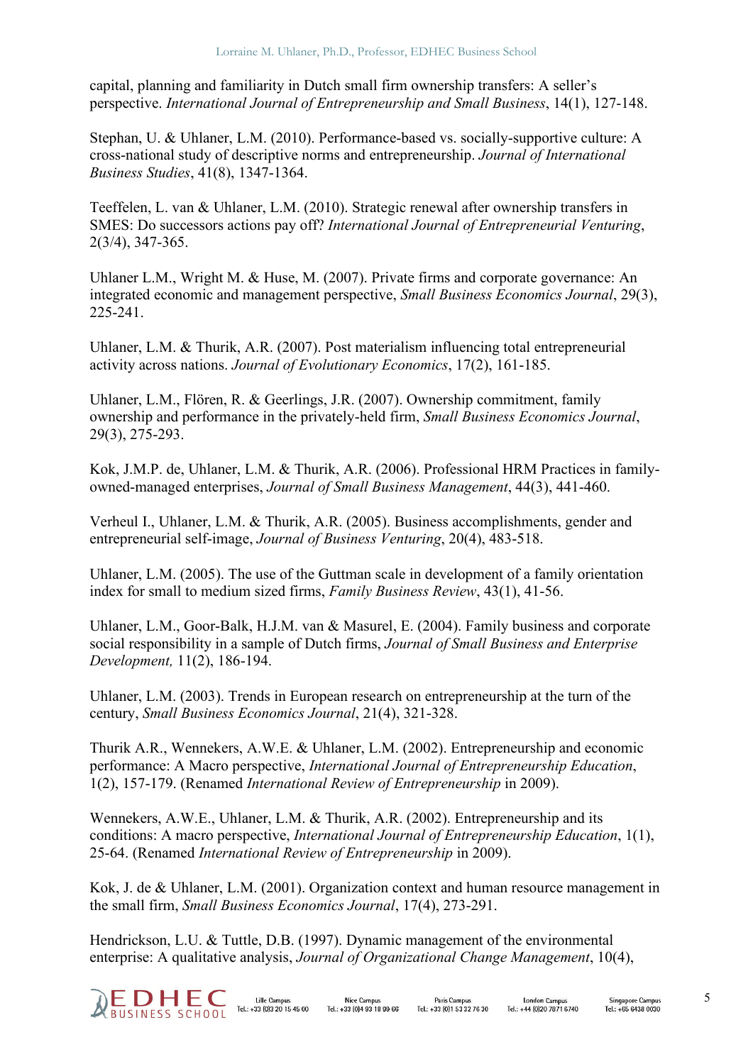capital, planning and familiarity in Dutch small firm ownership transfers: A seller's perspective. *International Journal of Entrepreneurship and Small Business*, 14(1), 127-148.

Stephan, U. & Uhlaner, L.M. (2010). Performance-based vs. socially-supportive culture: A cross-national study of descriptive norms and entrepreneurship. *Journal of International Business Studies*, 41(8), 1347-1364.

Teeffelen, L. van & Uhlaner, L.M. (2010). Strategic renewal after ownership transfers in SMES: Do successors actions pay off? *International Journal of Entrepreneurial Venturing*, 2(3/4), 347-365.

Uhlaner L.M., Wright M. & Huse, M. (2007). Private firms and corporate governance: An integrated economic and management perspective, *Small Business Economics Journal*, 29(3), 225-241.

Uhlaner, L.M. & Thurik, A.R. (2007). Post materialism influencing total entrepreneurial activity across nations. *Journal of Evolutionary Economics*, 17(2), 161-185.

Uhlaner, L.M., Flören, R. & Geerlings, J.R. (2007). Ownership commitment, family ownership and performance in the privately-held firm, *Small Business Economics Journal*, 29(3), 275-293.

Kok, J.M.P. de, Uhlaner, L.M. & Thurik, A.R. (2006). Professional HRM Practices in family-owned-managed enterprises, *Journal of Small Business Management*, 44(3), 441-460.

Verheul I., Uhlaner, L.M. & Thurik, A.R. (2005). Business accomplishments, gender and entrepreneurial self-image, *Journal of Business Venturing*, 20(4), 483-518.

Uhlaner, L.M. (2005). The use of the Guttman scale in development of a family orientation index for small to medium sized firms, *Family Business Review*, 43(1), 41-56.

Uhlaner, L.M., Goor-Balk, H.J.M. van & Masurel, E. (2004). Family business and corporate social responsibility in a sample of Dutch firms, *Journal of Small Business and Enterprise Development,* 11(2), 186-194.

Uhlaner, L.M. (2003). Trends in European research on entrepreneurship at the turn of the century, *Small Business Economics Journal*, 21(4), 321-328.

Thurik A.R., Wennekers, A.W.E. & Uhlaner, L.M. (2002). Entrepreneurship and economic performance: A Macro perspective, *International Journal of Entrepreneurship Education*, 1(2), 157-179. (Renamed *International Review of Entrepreneurship* in 2009).

Wennekers, A.W.E., Uhlaner, L.M. & Thurik, A.R. (2002). Entrepreneurship and its conditions: A macro perspective, *International Journal of Entrepreneurship Education*, 1(1), 25-64. (Renamed *International Review of Entrepreneurship* in 2009).

Kok, J. de & Uhlaner, L.M. (2001). Organization context and human resource management in the small firm, *Small Business Economics Journal*, 17(4), 273-291.

Hendrickson, L.U. & Tuttle, D.B. (1997). Dynamic management of the environmental enterprise: A qualitative analysis, *Journal of Organizational Change Management*, 10(4),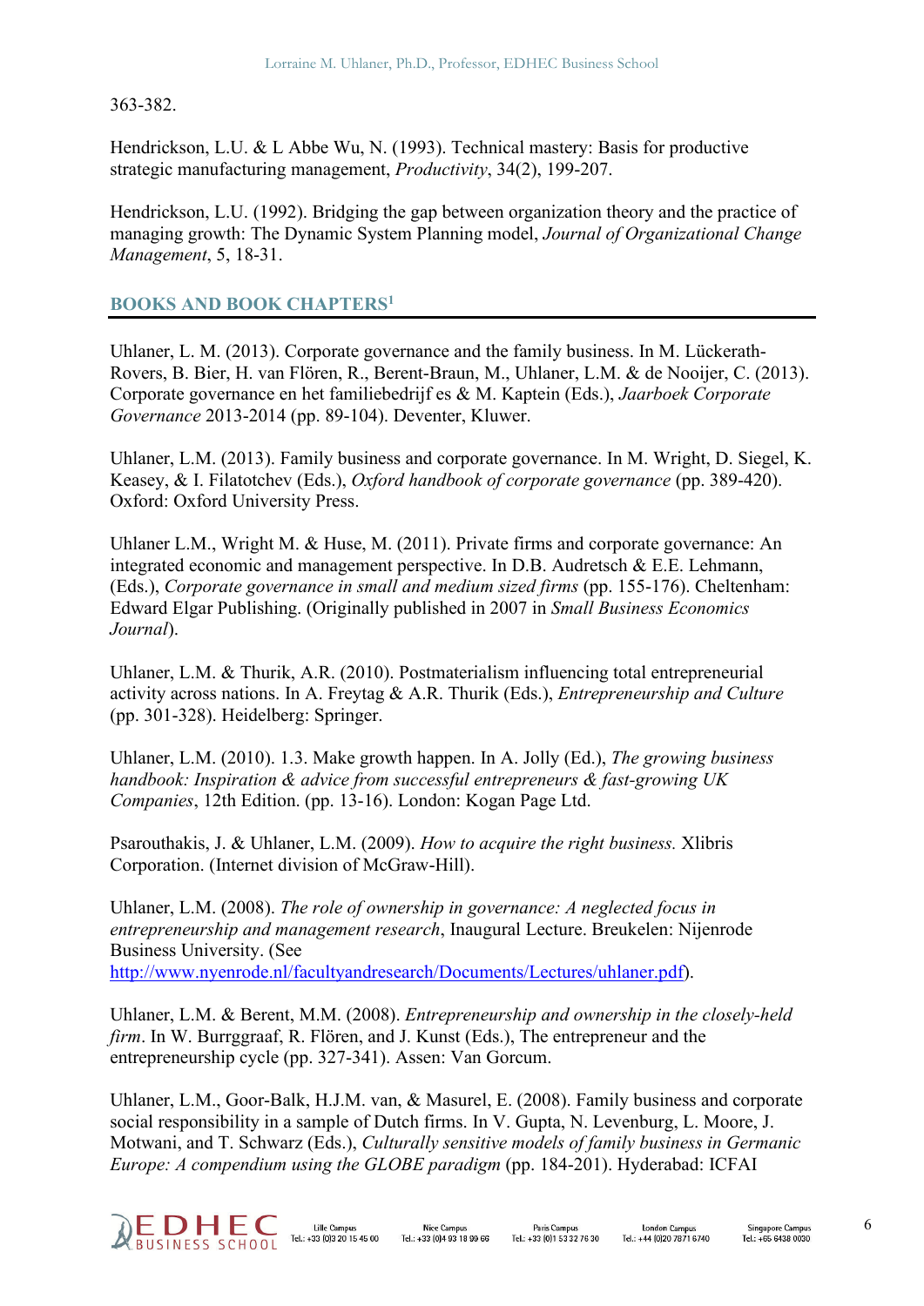363-382.

Hendrickson, L.U. & L Abbe Wu, N. (1993). Technical mastery: Basis for productive strategic manufacturing management, *Productivity*, 34(2), 199-207.

Hendrickson, L.U. (1992). Bridging the gap between organization theory and the practice of managing growth: The Dynamic System Planning model, *Journal of Organizational Change Management*, 5, 18-31.

## BOOKS AND BOOK CHAPTERS[1]

Uhlaner, L. M. (2013). Corporate governance and the family business. In M. Lückerath-Rovers, B. Bier, H. van Flören, R., Berent-Braun, M., Uhlaner, L.M. & de Nooijer, C. (2013). Corporate governance en het familiebedrijf es & M. Kaptein (Eds.), *Jaarboek Corporate Governance* 2013-2014 (pp. 89-104). Deventer, Kluwer.

Uhlaner, L.M. (2013). Family business and corporate governance. In M. Wright, D. Siegel, K. Keasey, & I. Filatotchev (Eds.), *Oxford handbook of corporate governance* (pp. 389-420). Oxford: Oxford University Press.

Uhlaner L.M., Wright M. & Huse, M. (2011). Private firms and corporate governance: An integrated economic and management perspective. In D.B. Audretsch & E.E. Lehmann, (Eds.), *Corporate governance in small and medium sized firms* (pp. 155-176). Cheltenham: Edward Elgar Publishing. (Originally published in 2007 in *Small Business Economics Journal*).

Uhlaner, L.M. & Thurik, A.R. (2010). Postmaterialism influencing total entrepreneurial activity across nations. In A. Freytag & A.R. Thurik (Eds.), *Entrepreneurship and Culture* (pp. 301-328). Heidelberg: Springer.

Uhlaner, L.M. (2010). 1.3. Make growth happen. In A. Jolly (Ed.), *The growing business handbook: Inspiration & advice from successful entrepreneurs & fast-growing UK Companies*, 12th Edition. (pp. 13-16). London: Kogan Page Ltd.

Psarouthakis, J. & Uhlaner, L.M. (2009). *How to acquire the right business.* Xlibris Corporation. (Internet division of McGraw-Hill).

Uhlaner, L.M. (2008). *The role of ownership in governance: A neglected focus in entrepreneurship and management research*, Inaugural Lecture. Breukelen: Nijenrode Business University. (See http://www.nyenrode.nl/facultyandresearch/Documents/Lectures/uhlaner.pdf).

Uhlaner, L.M. & Berent, M.M. (2008). *Entrepreneurship and ownership in the closely-held firm*. In W. Burrggraaf, R. Flören, and J. Kunst (Eds.), The entrepreneur and the entrepreneurship cycle (pp. 327-341). Assen: Van Gorcum.

Uhlaner, L.M., Goor-Balk, H.J.M. van, & Masurel, E. (2008). Family business and corporate social responsibility in a sample of Dutch firms. In V. Gupta, N. Levenburg, L. Moore, J. Motwani, and T. Schwarz (Eds.), *Culturally sensitive models of family business in Germanic Europe: A compendium using the GLOBE paradigm* (pp. 184-201). Hyderabad: ICFAI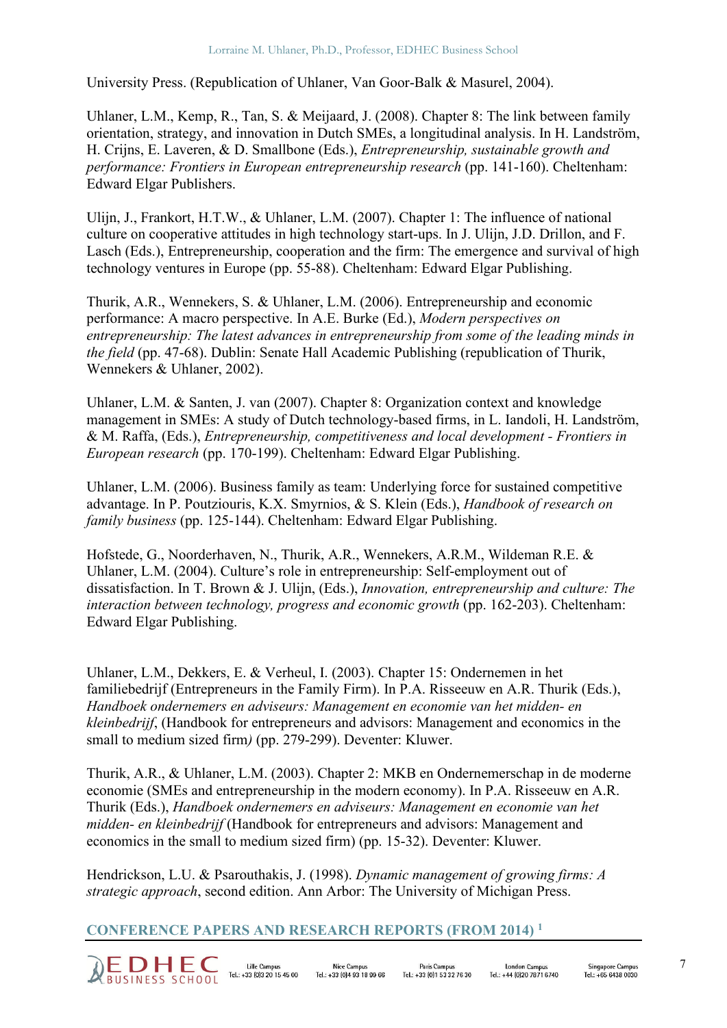University Press. (Republication of Uhlaner, Van Goor-Balk & Masurel, 2004).

Uhlaner, L.M., Kemp, R., Tan, S. & Meijaard, J. (2008). Chapter 8: The link between family orientation, strategy, and innovation in Dutch SMEs, a longitudinal analysis. In H. Landström, H. Crijns, E. Laveren, & D. Smallbone (Eds.), *Entrepreneurship, sustainable growth and performance: Frontiers in European entrepreneurship research* (pp. 141-160). Cheltenham: Edward Elgar Publishers.

Ulijn, J., Frankort, H.T.W., & Uhlaner, L.M. (2007). Chapter 1: The influence of national culture on cooperative attitudes in high technology start-ups. In J. Ulijn, J.D. Drillon, and F. Lasch (Eds.), Entrepreneurship, cooperation and the firm: The emergence and survival of high technology ventures in Europe (pp. 55-88). Cheltenham: Edward Elgar Publishing.

Thurik, A.R., Wennekers, S. & Uhlaner, L.M. (2006). Entrepreneurship and economic performance: A macro perspective. In A.E. Burke (Ed.), *Modern perspectives on entrepreneurship: The latest advances in entrepreneurship from some of the leading minds in the field* (pp. 47-68). Dublin: Senate Hall Academic Publishing (republication of Thurik, Wennekers & Uhlaner, 2002).

Uhlaner, L.M. & Santen, J. van (2007). Chapter 8: Organization context and knowledge management in SMEs: A study of Dutch technology-based firms, in L. Iandoli, H. Landström, & M. Raffa, (Eds.), *Entrepreneurship, competitiveness and local development - Frontiers in European research* (pp. 170-199). Cheltenham: Edward Elgar Publishing.

Uhlaner, L.M. (2006). Business family as team: Underlying force for sustained competitive advantage. In P. Poutziouris, K.X. Smyrnios, & S. Klein (Eds.), *Handbook of research on family business* (pp. 125-144). Cheltenham: Edward Elgar Publishing.

Hofstede, G., Noorderhaven, N., Thurik, A.R., Wennekers, A.R.M., Wildeman R.E. & Uhlaner, L.M. (2004). Culture's role in entrepreneurship: Self-employment out of dissatisfaction. In T. Brown & J. Ulijn, (Eds.), *Innovation, entrepreneurship and culture: The interaction between technology, progress and economic growth* (pp. 162-203). Cheltenham: Edward Elgar Publishing.

Uhlaner, L.M., Dekkers, E. & Verheul, I. (2003). Chapter 15: Ondernemen in het familiebedrijf (Entrepreneurs in the Family Firm). In P.A. Risseeuw en A.R. Thurik (Eds.), *Handboek ondernemers en adviseurs: Management en economie van het midden- en kleinbedrijf*, (Handbook for entrepreneurs and advisors: Management and economics in the small to medium sized firm*)* (pp. 279-299). Deventer: Kluwer.

Thurik, A.R., & Uhlaner, L.M. (2003). Chapter 2: MKB en Ondernemerschap in de moderne economie (SMEs and entrepreneurship in the modern economy). In P.A. Risseeuw en A.R. Thurik (Eds.), *Handboek ondernemers en adviseurs: Management en economie van het midden- en kleinbedrijf* (Handbook for entrepreneurs and advisors: Management and economics in the small to medium sized firm) (pp. 15-32). Deventer: Kluwer.

Hendrickson, L.U. & Psarouthakis, J. (1998). *Dynamic management of growing firms: A strategic approach*, second edition. Ann Arbor: The University of Michigan Press.

## CONFERENCE PAPERS AND RESEARCH REPORTS (FROM 2014) [1]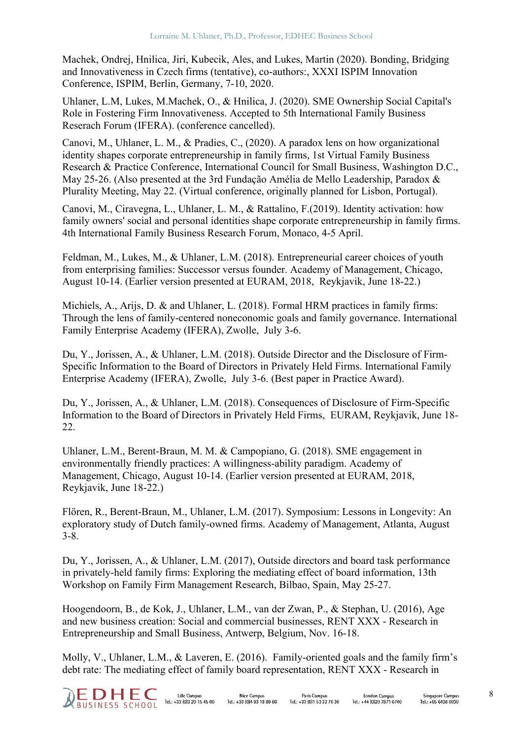Machek, Ondrej, Hnilica, Jiri, Kubecik, Ales, and Lukes, Martin (2020). Bonding, Bridging and Innovativeness in Czech firms (tentative), co-authors:, XXXI ISPIM Innovation Conference, ISPIM, Berlin, Germany, 7-10, 2020.

Uhlaner, L.M, Lukes, M.Machek, O., & Hnilica, J. (2020). SME Ownership Social Capital's Role in Fostering Firm Innovativeness. Accepted to 5th International Family Business Reserach Forum (IFERA). (conference cancelled).

Canovi, M., Uhlaner, L. M., & Pradies, C., (2020). A paradox lens on how organizational identity shapes corporate entrepreneurship in family firms, 1st Virtual Family Business Research & Practice Conference, International Council for Small Business, Washington D.C., May 25-26. (Also presented at the 3rd Fundação Amélia de Mello Leadership, Paradox & Plurality Meeting, May 22. (Virtual conference, originally planned for Lisbon, Portugal).

Canovi, M., Ciravegna, L., Uhlaner, L. M., & Rattalino, F.(2019). Identity activation: how family owners' social and personal identities shape corporate entrepreneurship in family firms. 4th International Family Business Research Forum, Monaco, 4-5 April.

Feldman, M., Lukes, M., & Uhlaner, L.M. (2018). Entrepreneurial career choices of youth from enterprising families: Successor versus founder. Academy of Management, Chicago, August 10-14. (Earlier version presented at EURAM, 2018, Reykjavik, June 18-22.)

Michiels, A., Arijs, D. & and Uhlaner, L. (2018). Formal HRM practices in family firms: Through the lens of family-centered noneconomic goals and family governance. International Family Enterprise Academy (IFERA), Zwolle, July 3-6.

Du, Y., Jorissen, A., & Uhlaner, L.M. (2018). Outside Director and the Disclosure of Firm-Specific Information to the Board of Directors in Privately Held Firms. International Family Enterprise Academy (IFERA), Zwolle, July 3-6. (Best paper in Practice Award).

Du, Y., Jorissen, A., & Uhlaner, L.M. (2018). Consequences of Disclosure of Firm-Specific Information to the Board of Directors in Privately Held Firms, EURAM, Reykjavik, June 18-22.

Uhlaner, L.M., Berent-Braun, M. M. & Campopiano, G. (2018). SME engagement in environmentally friendly practices: A willingness-ability paradigm. Academy of Management, Chicago, August 10-14. (Earlier version presented at EURAM, 2018, Reykjavik, June 18-22.)

Flören, R., Berent-Braun, M., Uhlaner, L.M. (2017). Symposium: Lessons in Longevity: An exploratory study of Dutch family-owned firms. Academy of Management, Atlanta, August 3-8.

Du, Y., Jorissen, A., & Uhlaner, L.M. (2017), Outside directors and board task performance in privately-held family firms: Exploring the mediating effect of board information, 13th Workshop on Family Firm Management Research, Bilbao, Spain, May 25-27.

Hoogendoorn, B., de Kok, J., Uhlaner, L.M., van der Zwan, P., & Stephan, U. (2016), Age and new business creation: Social and commercial businesses, RENT XXX - Research in Entrepreneurship and Small Business, Antwerp, Belgium, Nov. 16-18.

Molly, V., Uhlaner, L.M., & Laveren, E. (2016). Family-oriented goals and the family firm's debt rate: The mediating effect of family board representation, RENT XXX - Research in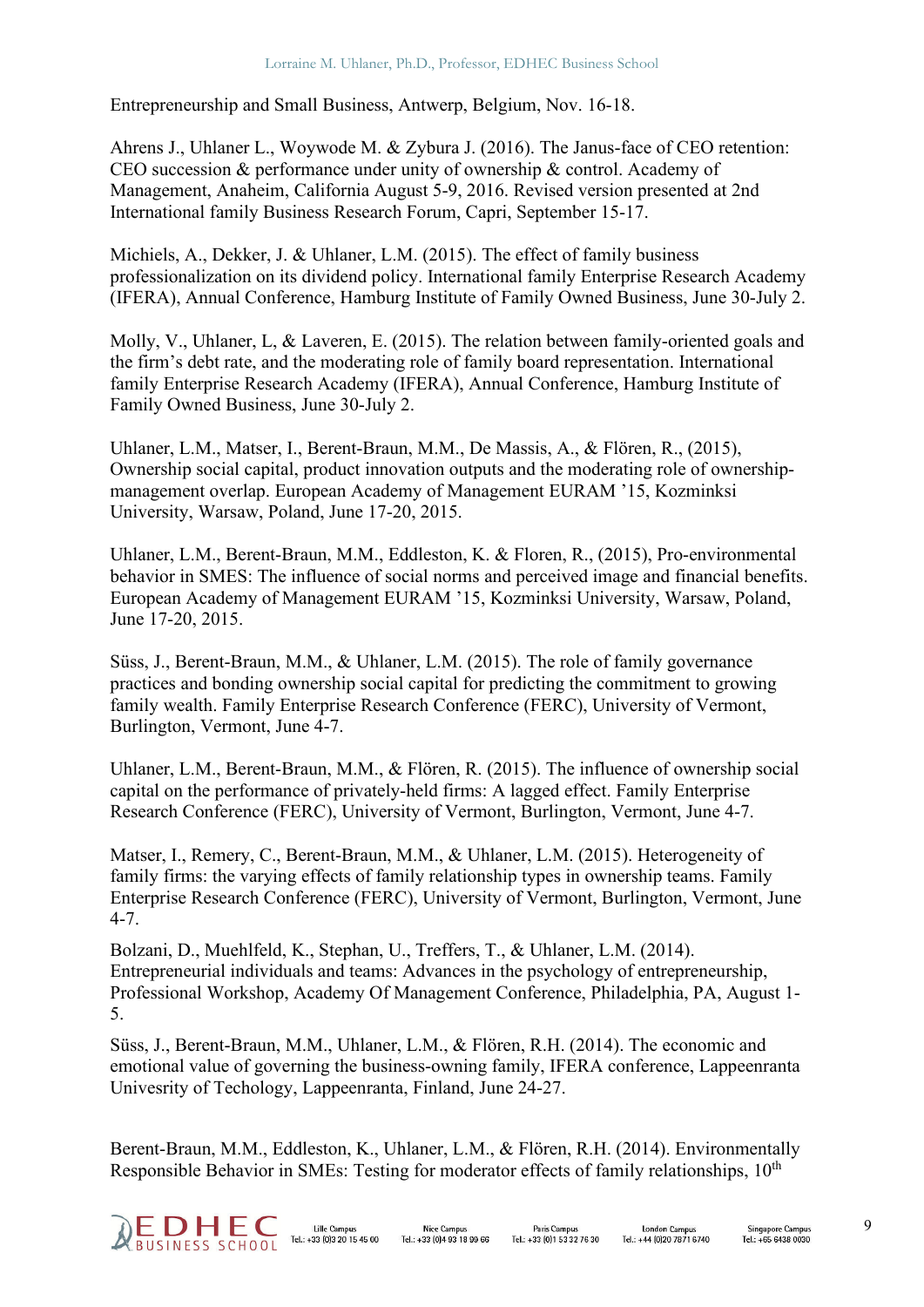Entrepreneurship and Small Business, Antwerp, Belgium, Nov. 16-18.

Ahrens J., Uhlaner L., Woywode M. & Zybura J. (2016). The Janus-face of CEO retention: CEO succession & performance under unity of ownership & control. Academy of Management, Anaheim, California August 5-9, 2016. Revised version presented at 2nd International family Business Research Forum, Capri, September 15-17.

Michiels, A., Dekker, J. & Uhlaner, L.M. (2015). The effect of family business professionalization on its dividend policy. International family Enterprise Research Academy (IFERA), Annual Conference, Hamburg Institute of Family Owned Business, June 30-July 2.

Molly, V., Uhlaner, L, & Laveren, E. (2015). The relation between family-oriented goals and the firm's debt rate, and the moderating role of family board representation. International family Enterprise Research Academy (IFERA), Annual Conference, Hamburg Institute of Family Owned Business, June 30-July 2.

Uhlaner, L.M., Matser, I., Berent-Braun, M.M., De Massis, A., & Flören, R., (2015), Ownership social capital, product innovation outputs and the moderating role of ownership-management overlap. European Academy of Management EURAM '15, Kozminksi University, Warsaw, Poland, June 17-20, 2015.

Uhlaner, L.M., Berent-Braun, M.M., Eddleston, K. & Floren, R., (2015), Pro-environmental behavior in SMES: The influence of social norms and perceived image and financial benefits. European Academy of Management EURAM '15, Kozminksi University, Warsaw, Poland, June 17-20, 2015.

Süss, J., Berent-Braun, M.M., & Uhlaner, L.M. (2015). The role of family governance practices and bonding ownership social capital for predicting the commitment to growing family wealth. Family Enterprise Research Conference (FERC), University of Vermont, Burlington, Vermont, June 4-7.

Uhlaner, L.M., Berent-Braun, M.M., & Flören, R. (2015). The influence of ownership social capital on the performance of privately-held firms: A lagged effect. Family Enterprise Research Conference (FERC), University of Vermont, Burlington, Vermont, June 4-7.

Matser, I., Remery, C., Berent-Braun, M.M., & Uhlaner, L.M. (2015). Heterogeneity of family firms: the varying effects of family relationship types in ownership teams. Family Enterprise Research Conference (FERC), University of Vermont, Burlington, Vermont, June 4-7.

Bolzani, D., Muehlfeld, K., Stephan, U., Treffers, T., & Uhlaner, L.M. (2014). Entrepreneurial individuals and teams: Advances in the psychology of entrepreneurship, Professional Workshop, Academy Of Management Conference, Philadelphia, PA, August 1-5.

Süss, J., Berent-Braun, M.M., Uhlaner, L.M., & Flören, R.H. (2014). The economic and emotional value of governing the business-owning family, IFERA conference, Lappeenranta Univesrity of Techology, Lappeenranta, Finland, June 24-27.

Berent-Braun, M.M., Eddleston, K., Uhlaner, L.M., & Flören, R.H. (2014). Environmentally Responsible Behavior in SMEs: Testing for moderator effects of family relationships, 10th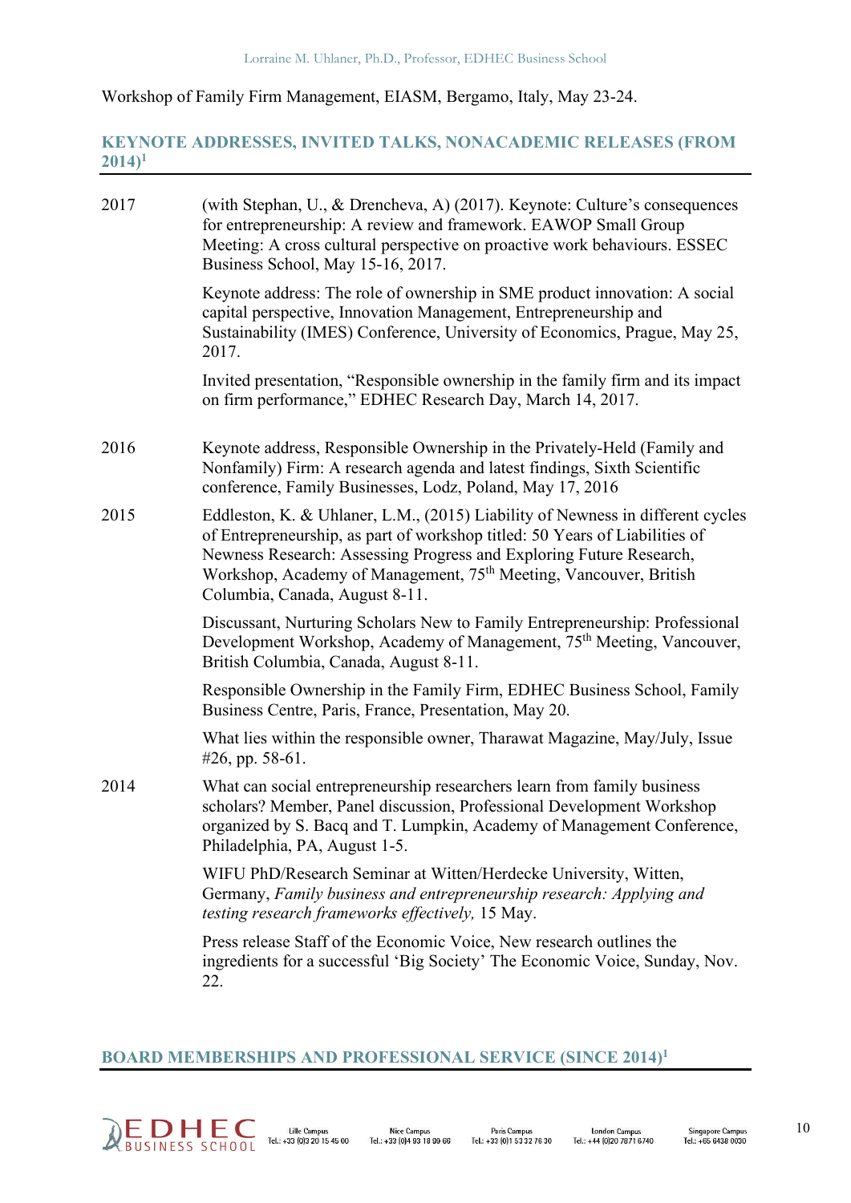Workshop of Family Firm Management, EIASM, Bergamo, Italy, May 23-24.

## KEYNOTE ADDRESSES, INVITED TALKS, NONACADEMIC RELEASES (FROM 2014)[1]

| | |
|---|---|
| 2017 | (with Stephan, U., & Drencheva, A) (2017). Keynote: Culture's consequences for entrepreneurship: A review and framework. EAWOP Small Group Meeting: A cross cultural perspective on proactive work behaviours. ESSEC Business School, May 15-16, 2017. |
| | Keynote address: The role of ownership in SME product innovation: A social capital perspective, Innovation Management, Entrepreneurship and Sustainability (IMES) Conference, University of Economics, Prague, May 25, 2017. |
| | Invited presentation, "Responsible ownership in the family firm and its impact on firm performance," EDHEC Research Day, March 14, 2017. |
| 2016 | Keynote address, Responsible Ownership in the Privately-Held (Family and Nonfamily) Firm: A research agenda and latest findings, Sixth Scientific conference, Family Businesses, Lodz, Poland, May 17, 2016 |
| 2015 | Eddleston, K. & Uhlaner, L.M., (2015) Liability of Newness in different cycles of Entrepreneurship, as part of workshop titled: 50 Years of Liabilities of Newness Research: Assessing Progress and Exploring Future Research, Workshop, Academy of Management, 75th Meeting, Vancouver, British Columbia, Canada, August 8-11. |
| | Discussant, Nurturing Scholars New to Family Entrepreneurship: Professional Development Workshop, Academy of Management, 75th Meeting, Vancouver, British Columbia, Canada, August 8-11. |
| | Responsible Ownership in the Family Firm, EDHEC Business School, Family Business Centre, Paris, France, Presentation, May 20. |
| | What lies within the responsible owner, Tharawat Magazine, May/July, Issue #26, pp. 58-61. |
| 2014 | What can social entrepreneurship researchers learn from family business scholars? Member, Panel discussion, Professional Development Workshop organized by S. Bacq and T. Lumpkin, Academy of Management Conference, Philadelphia, PA, August 1-5. |
| | WIFU PhD/Research Seminar at Witten/Herdecke University, Witten, Germany, *Family business and entrepreneurship research: Applying and testing research frameworks effectively,* 15 May. |
| | Press release Staff of the Economic Voice, New research outlines the ingredients for a successful 'Big Society' The Economic Voice, Sunday, Nov. 22. |

## BOARD MEMBERSHIPS AND PROFESSIONAL SERVICE (SINCE 2014)[1]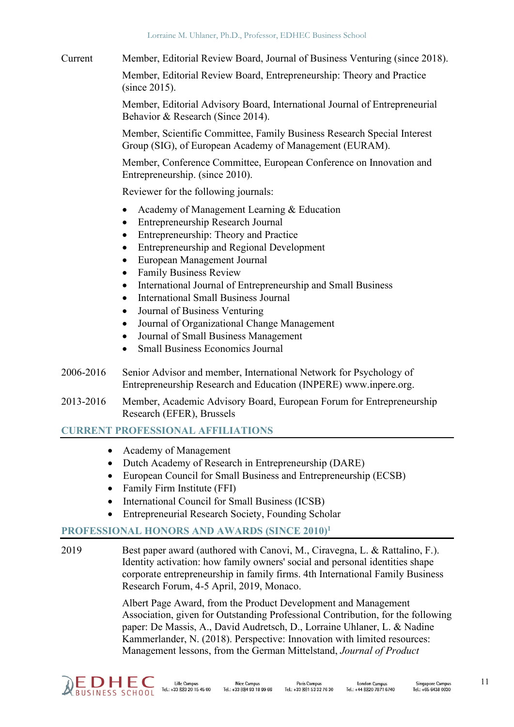Current Member, Editorial Review Board, Journal of Business Venturing (since 2018).

Member, Editorial Review Board, Entrepreneurship: Theory and Practice (since 2015).

Member, Editorial Advisory Board, International Journal of Entrepreneurial Behavior & Research (Since 2014).

Member, Scientific Committee, Family Business Research Special Interest Group (SIG), of European Academy of Management (EURAM).

Member, Conference Committee, European Conference on Innovation and Entrepreneurship. (since 2010).

Reviewer for the following journals:

- Academy of Management Learning & Education
- Entrepreneurship Research Journal
- Entrepreneurship: Theory and Practice
- Entrepreneurship and Regional Development
- European Management Journal
- Family Business Review
- International Journal of Entrepreneurship and Small Business
- International Small Business Journal
- Journal of Business Venturing
- Journal of Organizational Change Management
- Journal of Small Business Management
- Small Business Economics Journal

2006-2016 Senior Advisor and member, International Network for Psychology of Entrepreneurship Research and Education (INPERE) www.inpere.org.

2013-2016 Member, Academic Advisory Board, European Forum for Entrepreneurship Research (EFER), Brussels

## CURRENT PROFESSIONAL AFFILIATIONS

- Academy of Management
- Dutch Academy of Research in Entrepreneurship (DARE)
- European Council for Small Business and Entrepreneurship (ECSB)
- Family Firm Institute (FFI)
- International Council for Small Business (ICSB)
- Entrepreneurial Research Society, Founding Scholar

## PROFESSIONAL HONORS AND AWARDS (SINCE 2010)[1]

2019 Best paper award (authored with Canovi, M., Ciravegna, L. & Rattalino, F.). Identity activation: how family owners' social and personal identities shape corporate entrepreneurship in family firms. 4th International Family Business Research Forum, 4-5 April, 2019, Monaco.

Albert Page Award, from the Product Development and Management Association, given for Outstanding Professional Contribution, for the following paper: De Massis, A., David Audretsch, D., Lorraine Uhlaner, L. & Nadine Kammerlander, N. (2018). Perspective: Innovation with limited resources: Management lessons, from the German Mittelstand, *Journal of Product*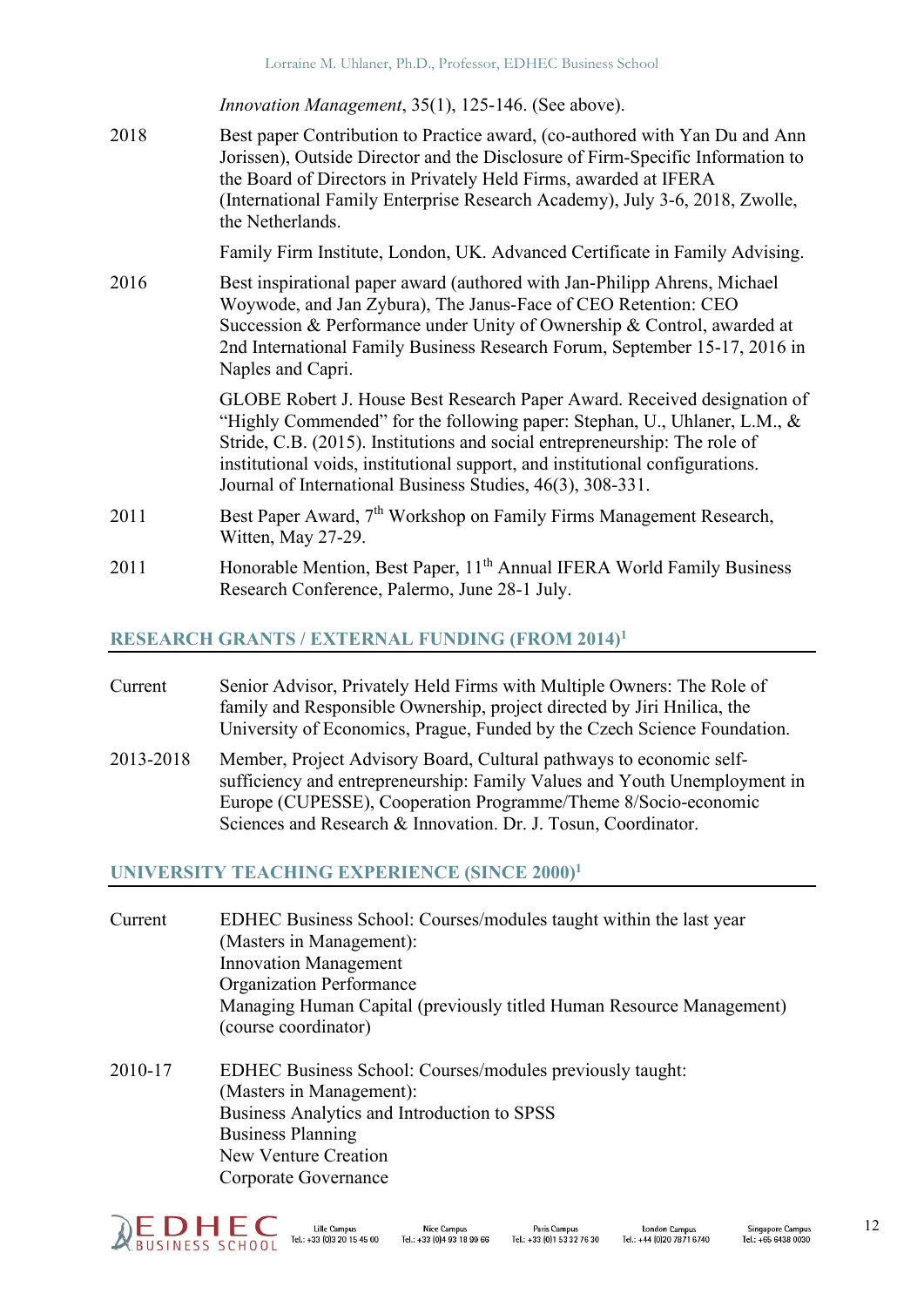*Innovation Management*, 35(1), 125-146. (See above).

| | |
|---|---|
| 2018 | Best paper Contribution to Practice award, (co-authored with Yan Du and Ann Jorissen), Outside Director and the Disclosure of Firm-Specific Information to the Board of Directors in Privately Held Firms, awarded at IFERA (International Family Enterprise Research Academy), July 3-6, 2018, Zwolle, the Netherlands. |
| | Family Firm Institute, London, UK. Advanced Certificate in Family Advising. |
| 2016 | Best inspirational paper award (authored with Jan-Philipp Ahrens, Michael Woywode, and Jan Zybura), The Janus-Face of CEO Retention: CEO Succession & Performance under Unity of Ownership & Control, awarded at 2nd International Family Business Research Forum, September 15-17, 2016 in Naples and Capri. |
| | GLOBE Robert J. House Best Research Paper Award. Received designation of "Highly Commended" for the following paper: Stephan, U., Uhlaner, L.M., & Stride, C.B. (2015). Institutions and social entrepreneurship: The role of institutional voids, institutional support, and institutional configurations. Journal of International Business Studies, 46(3), 308-331. |
| 2011 | Best Paper Award, 7th Workshop on Family Firms Management Research, Witten, May 27-29. |
| 2011 | Honorable Mention, Best Paper, 11th Annual IFERA World Family Business Research Conference, Palermo, June 28-1 July. |

## RESEARCH GRANTS / EXTERNAL FUNDING (FROM 2014)[1]

| | |
|---|---|
| Current | Senior Advisor, Privately Held Firms with Multiple Owners: The Role of family and Responsible Ownership, project directed by Jiri Hnilica, the University of Economics, Prague, Funded by the Czech Science Foundation. |
| 2013-2018 | Member, Project Advisory Board, Cultural pathways to economic self-sufficiency and entrepreneurship: Family Values and Youth Unemployment in Europe (CUPESSE), Cooperation Programme/Theme 8/Socio-economic Sciences and Research & Innovation. Dr. J. Tosun, Coordinator. |

## UNIVERSITY TEACHING EXPERIENCE (SINCE 2000)[1]

Current
EDHEC Business School: Courses/modules taught within the last year (Masters in Management):
Innovation Management
Organization Performance
Managing Human Capital (previously titled Human Resource Management) (course coordinator)

2010-17
EDHEC Business School: Courses/modules previously taught: (Masters in Management):
Business Analytics and Introduction to SPSS
Business Planning
New Venture Creation
Corporate Governance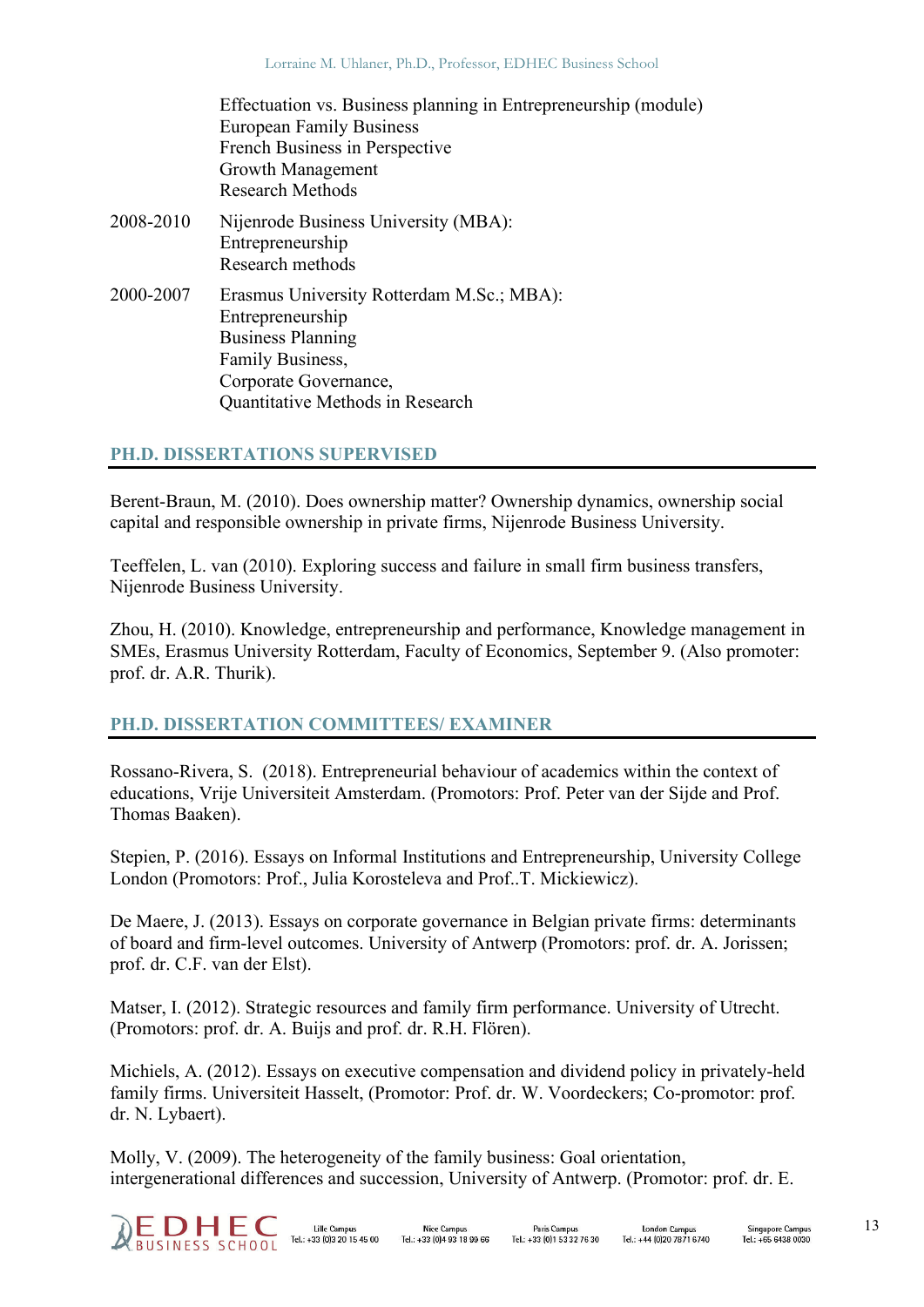Effectuation vs. Business planning in Entrepreneurship (module)
European Family Business
French Business in Perspective
Growth Management
Research Methods

2008-2010 Nijenrode Business University (MBA):
Entrepreneurship
Research methods

2000-2007 Erasmus University Rotterdam M.Sc.; MBA):
Entrepreneurship
Business Planning
Family Business,
Corporate Governance,
Quantitative Methods in Research

## PH.D. DISSERTATIONS SUPERVISED

Berent-Braun, M. (2010). Does ownership matter? Ownership dynamics, ownership social capital and responsible ownership in private firms, Nijenrode Business University.

Teeffelen, L. van (2010). Exploring success and failure in small firm business transfers, Nijenrode Business University.

Zhou, H. (2010). Knowledge, entrepreneurship and performance, Knowledge management in SMEs, Erasmus University Rotterdam, Faculty of Economics, September 9. (Also promoter: prof. dr. A.R. Thurik).

## PH.D. DISSERTATION COMMITTEES/ EXAMINER

Rossano-Rivera, S. (2018). Entrepreneurial behaviour of academics within the context of educations, Vrije Universiteit Amsterdam. (Promotors: Prof. Peter van der Sijde and Prof. Thomas Baaken).

Stepien, P. (2016). Essays on Informal Institutions and Entrepreneurship, University College London (Promotors: Prof., Julia Korosteleva and Prof..T. Mickiewicz).

De Maere, J. (2013). Essays on corporate governance in Belgian private firms: determinants of board and firm-level outcomes. University of Antwerp (Promotors: prof. dr. A. Jorissen; prof. dr. C.F. van der Elst).

Matser, I. (2012). Strategic resources and family firm performance. University of Utrecht. (Promotors: prof. dr. A. Buijs and prof. dr. R.H. Flören).

Michiels, A. (2012). Essays on executive compensation and dividend policy in privately-held family firms. Universiteit Hasselt, (Promotor: Prof. dr. W. Voordeckers; Co-promotor: prof. dr. N. Lybaert).

Molly, V. (2009). The heterogeneity of the family business: Goal orientation, intergenerational differences and succession, University of Antwerp. (Promotor: prof. dr. E.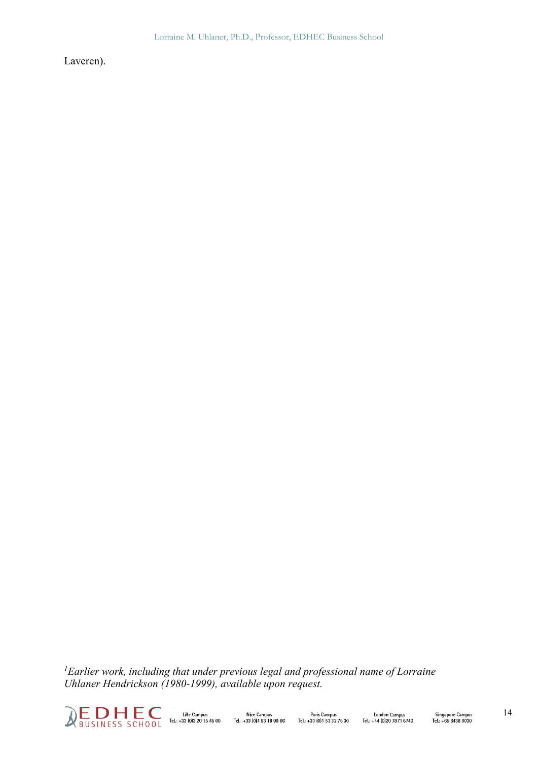Laveren).

[1]*Earlier work, including that under previous legal and professional name of Lorraine Uhlaner Hendrickson (1980-1999), available upon request.*